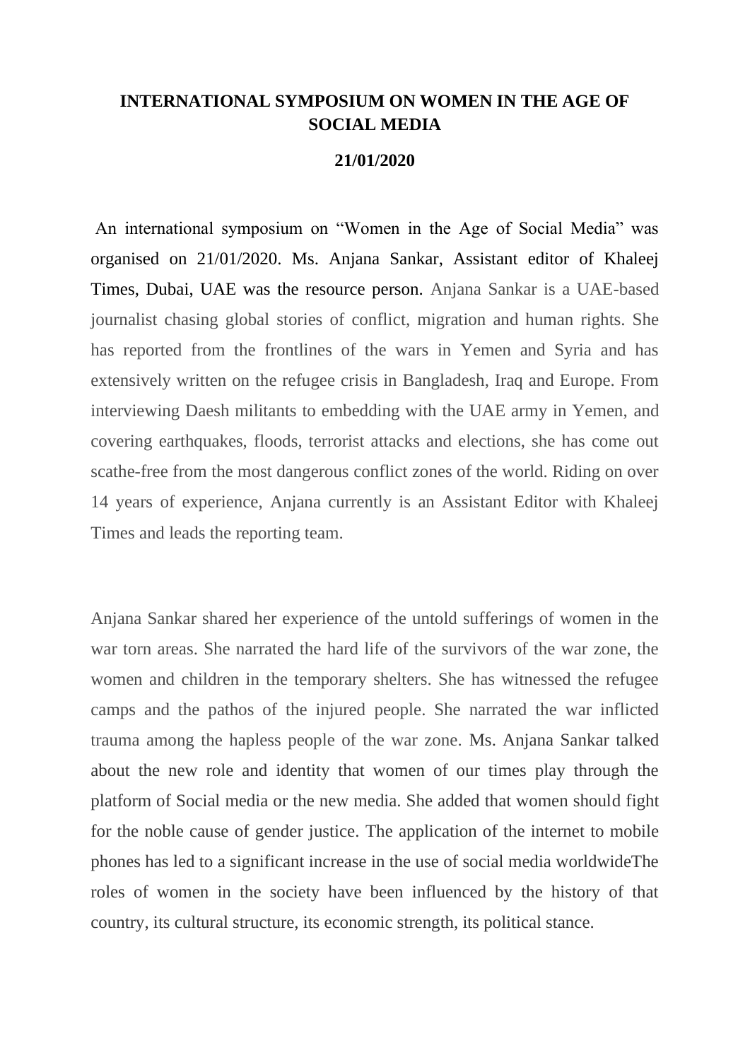# INTERNATIONAL SYMPOSIUM ON WOMEN IN THE AGE OF SOCIAL MEDIA

## 21/01/2020

An international symposium on “Women in the Age of Social Media” was organised on 21/01/2020. Ms. Anjana Sankar, Assistant editor of Khaleej Times, Dubai, UAE was the resource person. Anjana Sankar is a UAE-based journalist chasing global stories of conflict, migration and human rights. She has reported from the frontlines of the wars in Yemen and Syria and has extensively written on the refugee crisis in Bangladesh, Iraq and Europe. From interviewing Daesh militants to embedding with the UAE army in Yemen, and covering earthquakes, floods, terrorist attacks and elections, she has come out scathe-free from the most dangerous conflict zones of the world. Riding on over 14 years of experience, Anjana currently is an Assistant Editor with Khaleej Times and leads the reporting team.

Anjana Sankar shared her experience of the untold sufferings of women in the war torn areas. She narrated the hard life of the survivors of the war zone, the women and children in the temporary shelters. She has witnessed the refugee camps and the pathos of the injured people. She narrated the war inflicted trauma among the hapless people of the war zone. Ms. Anjana Sankar talked about the new role and identity that women of our times play through the platform of Social media or the new media. She added that women should fight for the noble cause of gender justice. The application of the internet to mobile phones has led to a significant increase in the use of social media worldwideThe roles of women in the society have been influenced by the history of that country, its cultural structure, its economic strength, its political stance.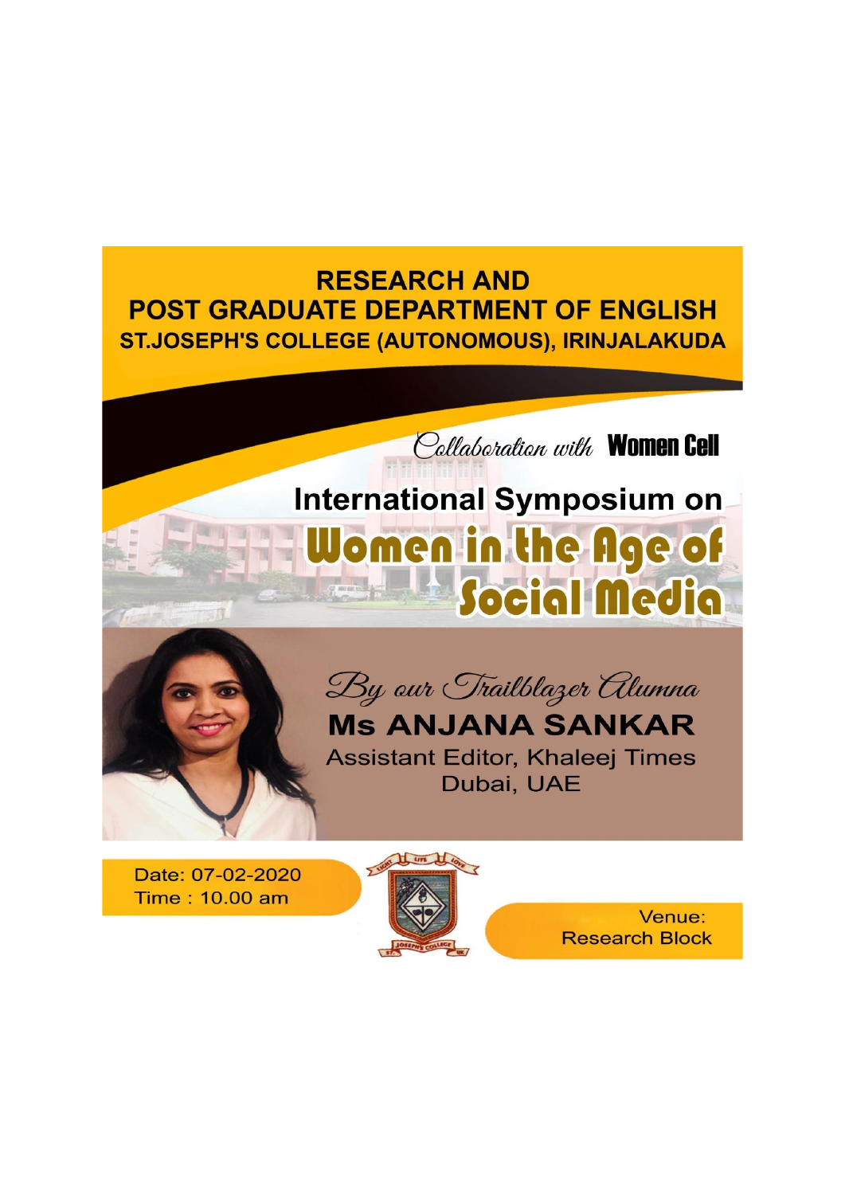# RESEARCH AND POST GRADUATE DEPARTMENT OF ENGLISH

## ST.JOSEPH'S COLLEGE (AUTONOMOUS), IRINJALAKUDA

*Collaboration with* **Women Cell**

## International Symposium on

# Women in the Age of Social Media

*By our Trailblazer Alumna*

**Ms ANJANA SANKAR**

Assistant Editor, Khaleej Times

Dubai, UAE

Date: 07-02-2020

Time : 10.00 am

Venue: Research Block